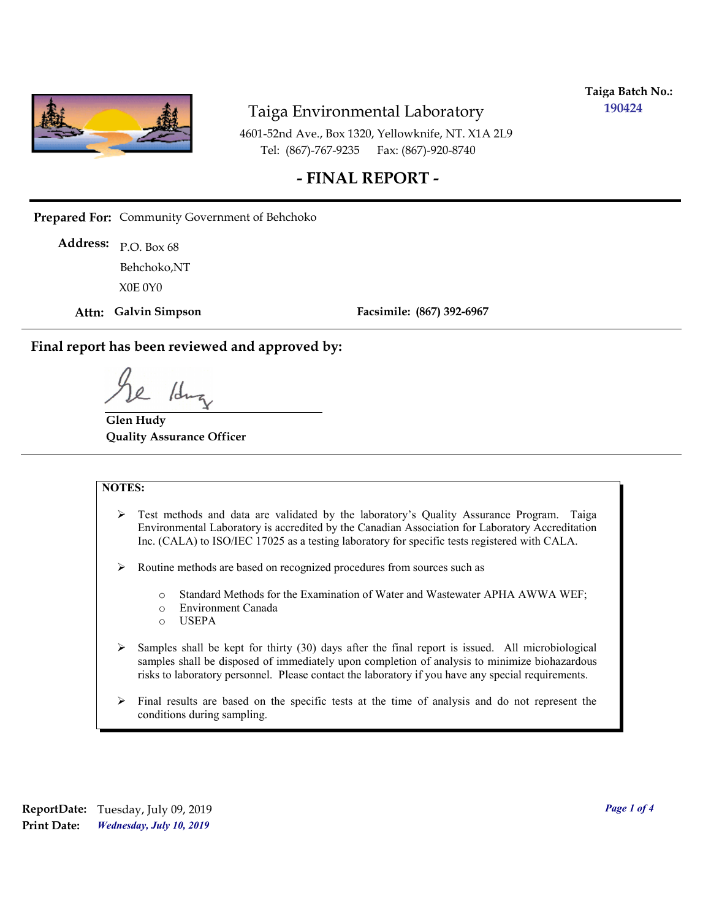**Taiga Batch No.:** 190424

# Taiga Environmental Laboratory

4601-52nd Ave., Box 1320, Yellowknife, NT. X1A 2L9
Tel: (867)-767-9235 Fax: (867)-920-8740

## - FINAL REPORT -

**Prepared For:** Community Government of Behchoko

**Address:** P.O. Box 68
Behchoko,NT
X0E 0Y0

**Attn:** **Galvin Simpson** **Facsimile:** **(867) 392-6967**

**Final report has been reviewed and approved by:**

**Glen Hudy**
**Quality Assurance Officer**

**NOTES:**

- Test methods and data are validated by the laboratory's Quality Assurance Program. Taiga Environmental Laboratory is accredited by the Canadian Association for Laboratory Accreditation Inc. (CALA) to ISO/IEC 17025 as a testing laboratory for specific tests registered with CALA.
- Routine methods are based on recognized procedures from sources such as
  - Standard Methods for the Examination of Water and Wastewater APHA AWWA WEF;
  - Environment Canada
  - USEPA
- Samples shall be kept for thirty (30) days after the final report is issued. All microbiological samples shall be disposed of immediately upon completion of analysis to minimize biohazardous risks to laboratory personnel. Please contact the laboratory if you have any special requirements.
- Final results are based on the specific tests at the time of analysis and do not represent the conditions during sampling.

**ReportDate:** Tuesday, July 09, 2019
**Print Date:** *Wednesday, July 10, 2019*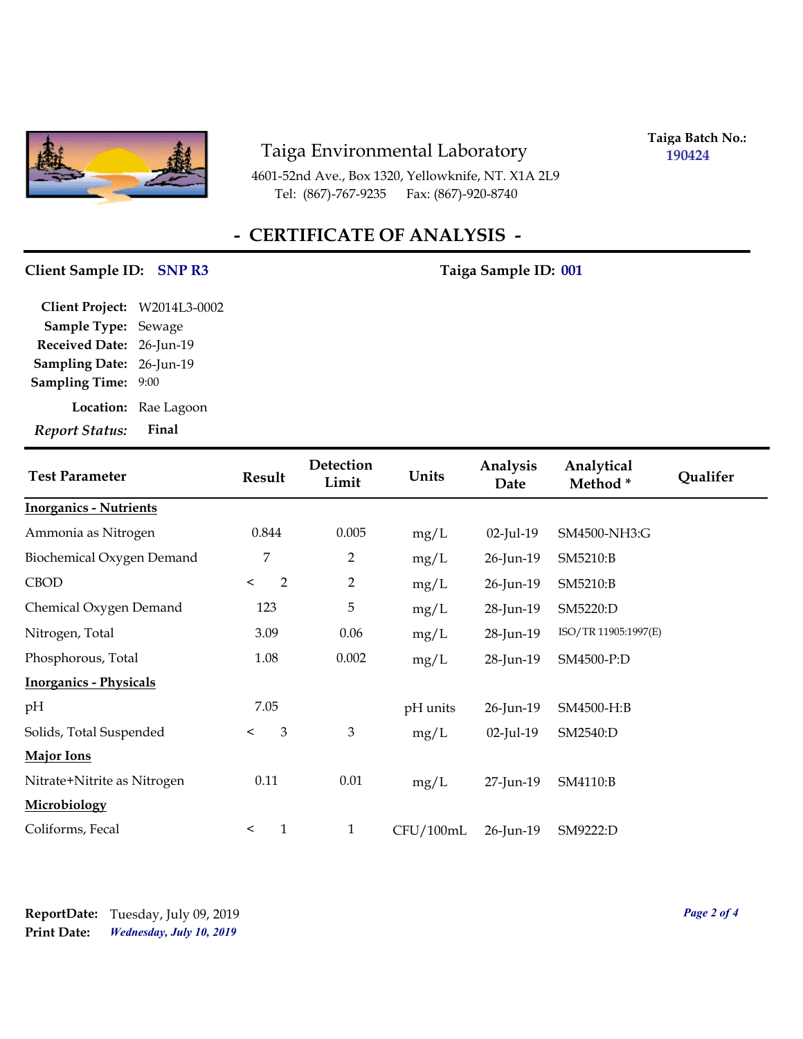Taiga Environmental Laboratory

4601-52nd Ave., Box 1320, Yellowknife, NT. X1A 2L9
Tel: (867)-767-9235 Fax: (867)-920-8740

**Taiga Batch No.:** 190424

# - CERTIFICATE OF ANALYSIS -

**Client Sample ID:** SNP R3 **Taiga Sample ID:** 001

**Client Project:** W2014L3-0002
**Sample Type:** Sewage
**Received Date:** 26-Jun-19
**Sampling Date:** 26-Jun-19
**Sampling Time:** 9:00
**Location:** Rae Lagoon
***Report Status:*** **Final**

| Test Parameter | Result | Detection Limit | Units | Analysis Date | Analytical Method * | Qualifer |
|---|---|---|---|---|---|---|
| **Inorganics - Nutrients** | | | | | | |
| Ammonia as Nitrogen | 0.844 | 0.005 | mg/L | 02-Jul-19 | SM4500-NH3:G | |
| Biochemical Oxygen Demand | 7 | 2 | mg/L | 26-Jun-19 | SM5210:B | |
| CBOD | < 2 | 2 | mg/L | 26-Jun-19 | SM5210:B | |
| Chemical Oxygen Demand | 123 | 5 | mg/L | 28-Jun-19 | SM5220:D | |
| Nitrogen, Total | 3.09 | 0.06 | mg/L | 28-Jun-19 | ISO/TR 11905:1997(E) | |
| Phosphorous, Total | 1.08 | 0.002 | mg/L | 28-Jun-19 | SM4500-P:D | |
| **Inorganics - Physicals** | | | | | | |
| pH | 7.05 | | pH units | 26-Jun-19 | SM4500-H:B | |
| Solids, Total Suspended | < 3 | 3 | mg/L | 02-Jul-19 | SM2540:D | |
| **Major Ions** | | | | | | |
| Nitrate+Nitrite as Nitrogen | 0.11 | 0.01 | mg/L | 27-Jun-19 | SM4110:B | |
| **Microbiology** | | | | | | |
| Coliforms, Fecal | < 1 | 1 | CFU/100mL | 26-Jun-19 | SM9222:D | |

**ReportDate:** Tuesday, July 09, 2019
**Print Date:** *Wednesday, July 10, 2019*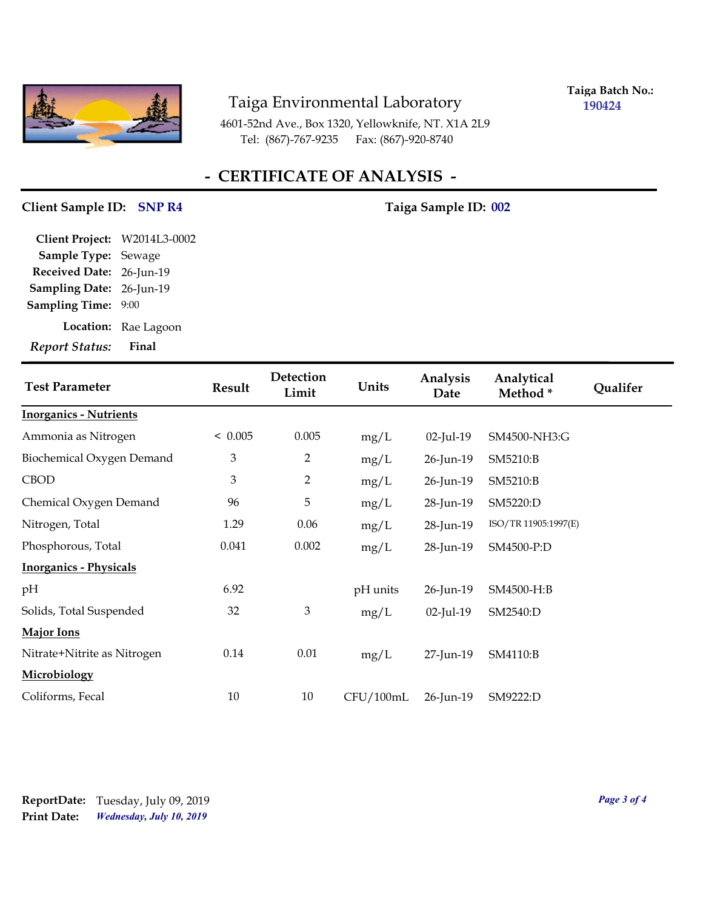# Taiga Environmental Laboratory

4601-52nd Ave., Box 1320, Yellowknife, NT. X1A 2L9
Tel: (867)-767-9235 Fax: (867)-920-8740

**Taiga Batch No.:** 190424

## - CERTIFICATE OF ANALYSIS -

**Client Sample ID:** SNP R4 **Taiga Sample ID:** 002

**Client Project:** W2014L3-0002
**Sample Type:** Sewage
**Received Date:** 26-Jun-19
**Sampling Date:** 26-Jun-19
**Sampling Time:** 9:00
**Location:** Rae Lagoon
***Report Status:*** **Final**

| Test Parameter | Result | Detection Limit | Units | Analysis Date | Analytical Method * | Qualifer |
|---|---|---|---|---|---|---|
| **Inorganics - Nutrients** | | | | | | |
| Ammonia as Nitrogen | < 0.005 | 0.005 | mg/L | 02-Jul-19 | SM4500-NH3:G | |
| Biochemical Oxygen Demand | 3 | 2 | mg/L | 26-Jun-19 | SM5210:B | |
| CBOD | 3 | 2 | mg/L | 26-Jun-19 | SM5210:B | |
| Chemical Oxygen Demand | 96 | 5 | mg/L | 28-Jun-19 | SM5220:D | |
| Nitrogen, Total | 1.29 | 0.06 | mg/L | 28-Jun-19 | ISO/TR 11905:1997(E) | |
| Phosphorous, Total | 0.041 | 0.002 | mg/L | 28-Jun-19 | SM4500-P:D | |
| **Inorganics - Physicals** | | | | | | |
| pH | 6.92 | | pH units | 26-Jun-19 | SM4500-H:B | |
| Solids, Total Suspended | 32 | 3 | mg/L | 02-Jul-19 | SM2540:D | |
| **Major Ions** | | | | | | |
| Nitrate+Nitrite as Nitrogen | 0.14 | 0.01 | mg/L | 27-Jun-19 | SM4110:B | |
| **Microbiology** | | | | | | |
| Coliforms, Fecal | 10 | 10 | CFU/100mL | 26-Jun-19 | SM9222:D | |

**ReportDate:** Tuesday, July 09, 2019
**Print Date:** ***Wednesday, July 10, 2019***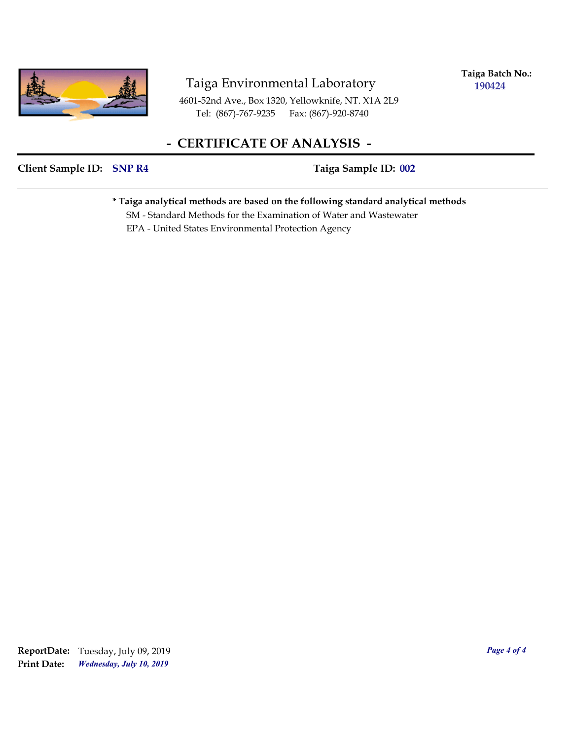# Taiga Environmental Laboratory

4601-52nd Ave., Box 1320, Yellowknife, NT. X1A 2L9
Tel: (867)-767-9235 Fax: (867)-920-8740

**Taiga Batch No.:** **190424**

## - CERTIFICATE OF ANALYSIS -

**Client Sample ID:** **SNP R4** **Taiga Sample ID:** **002**

**\* Taiga analytical methods are based on the following standard analytical methods**

SM - Standard Methods for the Examination of Water and Wastewater
EPA - United States Environmental Protection Agency

**ReportDate:** Tuesday, July 09, 2019
**Print Date:** *Wednesday, July 10, 2019*